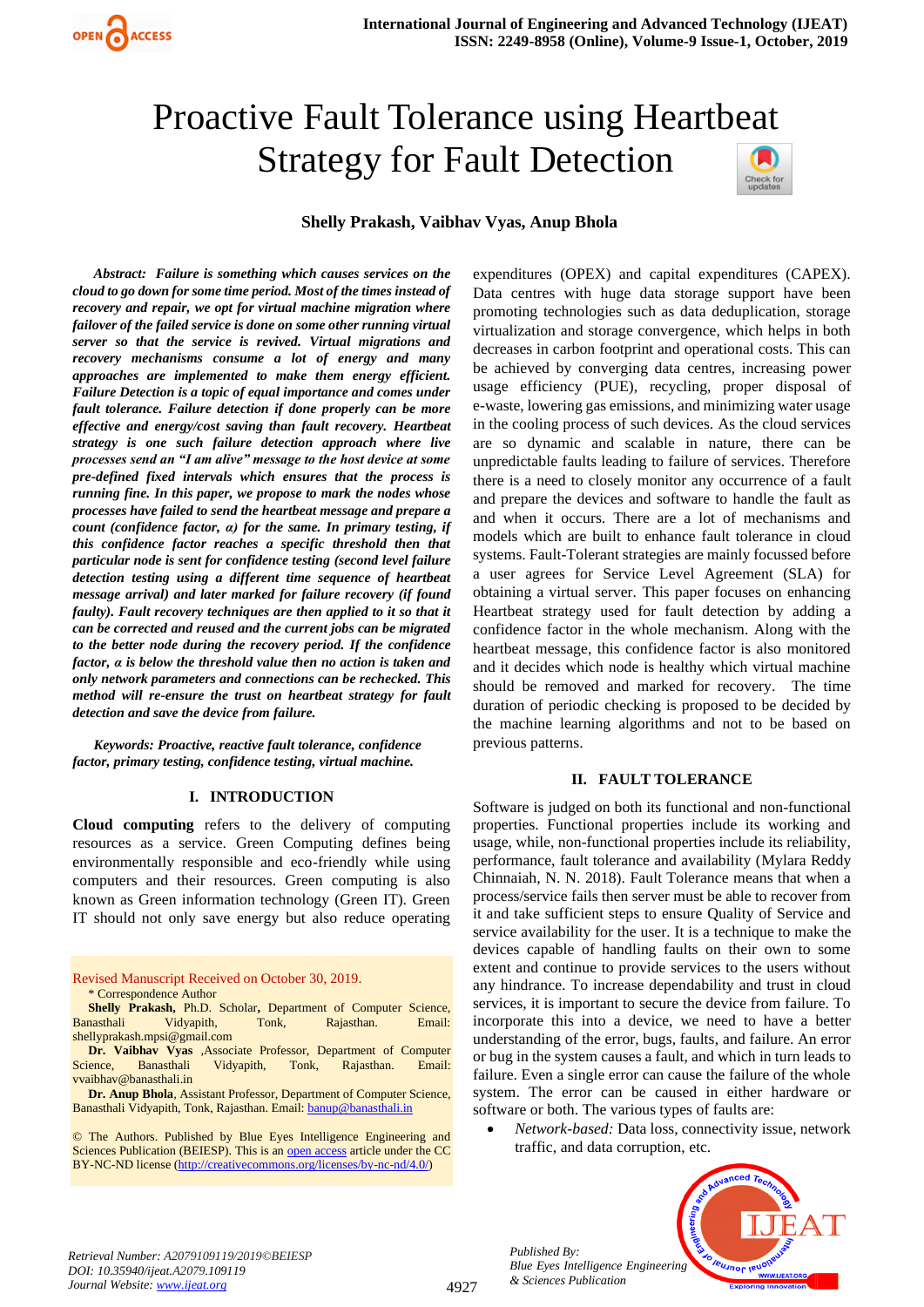# Proactive Fault Tolerance using Heartbeat Strategy for Fault Detection

**Shelly Prakash, Vaibhav Vyas, Anup Bhola**

***Abstract:** Failure is something which causes services on the cloud to go down for some time period. Most of the times instead of recovery and repair, we opt for virtual machine migration where failover of the failed service is done on some other running virtual server so that the service is revived. Virtual migrations and recovery mechanisms consume a lot of energy and many approaches are implemented to make them energy efficient. Failure Detection is a topic of equal importance and comes under fault tolerance. Failure detection if done properly can be more effective and energy/cost saving than fault recovery. Heartbeat strategy is one such failure detection approach where live processes send an "I am alive" message to the host device at some pre-defined fixed intervals which ensures that the process is running fine. In this paper, we propose to mark the nodes whose processes have failed to send the heartbeat message and prepare a count (confidence factor, α) for the same. In primary testing, if this confidence factor reaches a specific threshold then that particular node is sent for confidence testing (second level failure detection testing using a different time sequence of heartbeat message arrival) and later marked for failure recovery (if found faulty). Fault recovery techniques are then applied to it so that it can be corrected and reused and the current jobs can be migrated to the better node during the recovery period. If the confidence factor, α is below the threshold value then no action is taken and only network parameters and connections can be rechecked. This method will re-ensure the trust on heartbeat strategy for fault detection and save the device from failure.*

***Keywords:** Proactive, reactive fault tolerance, confidence factor, primary testing, confidence testing, virtual machine.*

## I. INTRODUCTION

**Cloud computing** refers to the delivery of computing resources as a service. Green Computing defines being environmentally responsible and eco-friendly while using computers and their resources. Green computing is also known as Green information technology (Green IT). Green IT should not only save energy but also reduce operating expenditures (OPEX) and capital expenditures (CAPEX). Data centres with huge data storage support have been promoting technologies such as data deduplication, storage virtualization and storage convergence, which helps in both decreases in carbon footprint and operational costs. This can be achieved by converging data centres, increasing power usage efficiency (PUE), recycling, proper disposal of e-waste, lowering gas emissions, and minimizing water usage in the cooling process of such devices. As the cloud services are so dynamic and scalable in nature, there can be unpredictable faults leading to failure of services. Therefore there is a need to closely monitor any occurrence of a fault and prepare the devices and software to handle the fault as and when it occurs. There are a lot of mechanisms and models which are built to enhance fault tolerance in cloud systems. Fault-Tolerant strategies are mainly focussed before a user agrees for Service Level Agreement (SLA) for obtaining a virtual server. This paper focuses on enhancing Heartbeat strategy used for fault detection by adding a confidence factor in the whole mechanism. Along with the heartbeat message, this confidence factor is also monitored and it decides which node is healthy which virtual machine should be removed and marked for recovery. The time duration of periodic checking is proposed to be decided by the machine learning algorithms and not to be based on previous patterns.

## II. FAULT TOLERANCE

Software is judged on both its functional and non-functional properties. Functional properties include its working and usage, while, non-functional properties include its reliability, performance, fault tolerance and availability (Mylara Reddy Chinnaiah, N. N. 2018). Fault Tolerance means that when a process/service fails then server must be able to recover from it and take sufficient steps to ensure Quality of Service and service availability for the user. It is a technique to make the devices capable of handling faults on their own to some extent and continue to provide services to the users without any hindrance. To increase dependability and trust in cloud services, it is important to secure the device from failure. To incorporate this into a device, we need to have a better understanding of the error, bugs, faults, and failure. An error or bug in the system causes a fault, and which in turn leads to failure. Even a single error can cause the failure of the whole system. The error can be caused in either hardware or software or both. The various types of faults are:

- *Network-based:* Data loss, connectivity issue, network traffic, and data corruption, etc.

---

Revised Manuscript Received on October 30, 2019.

\* Correspondence Author

**Shelly Prakash,** Ph.D. Scholar**,** Department of Computer Science, Banasthali Vidyapith, Tonk, Rajasthan. Email: shellyprakash.mpsi@gmail.com

**Dr. Vaibhav Vyas** ,Associate Professor, Department of Computer Science, Banasthali Vidyapith, Tonk, Rajasthan. Email: vvaibhav@banasthali.in

**Dr. Anup Bhola**, Assistant Professor, Department of Computer Science, Banasthali Vidyapith, Tonk, Rajasthan. Email: banup@banasthali.in

© The Authors. Published by Blue Eyes Intelligence Engineering and Sciences Publication (BEIESP). This is an open access article under the CC BY-NC-ND license (http://creativecommons.org/licenses/by-nc-nd/4.0/)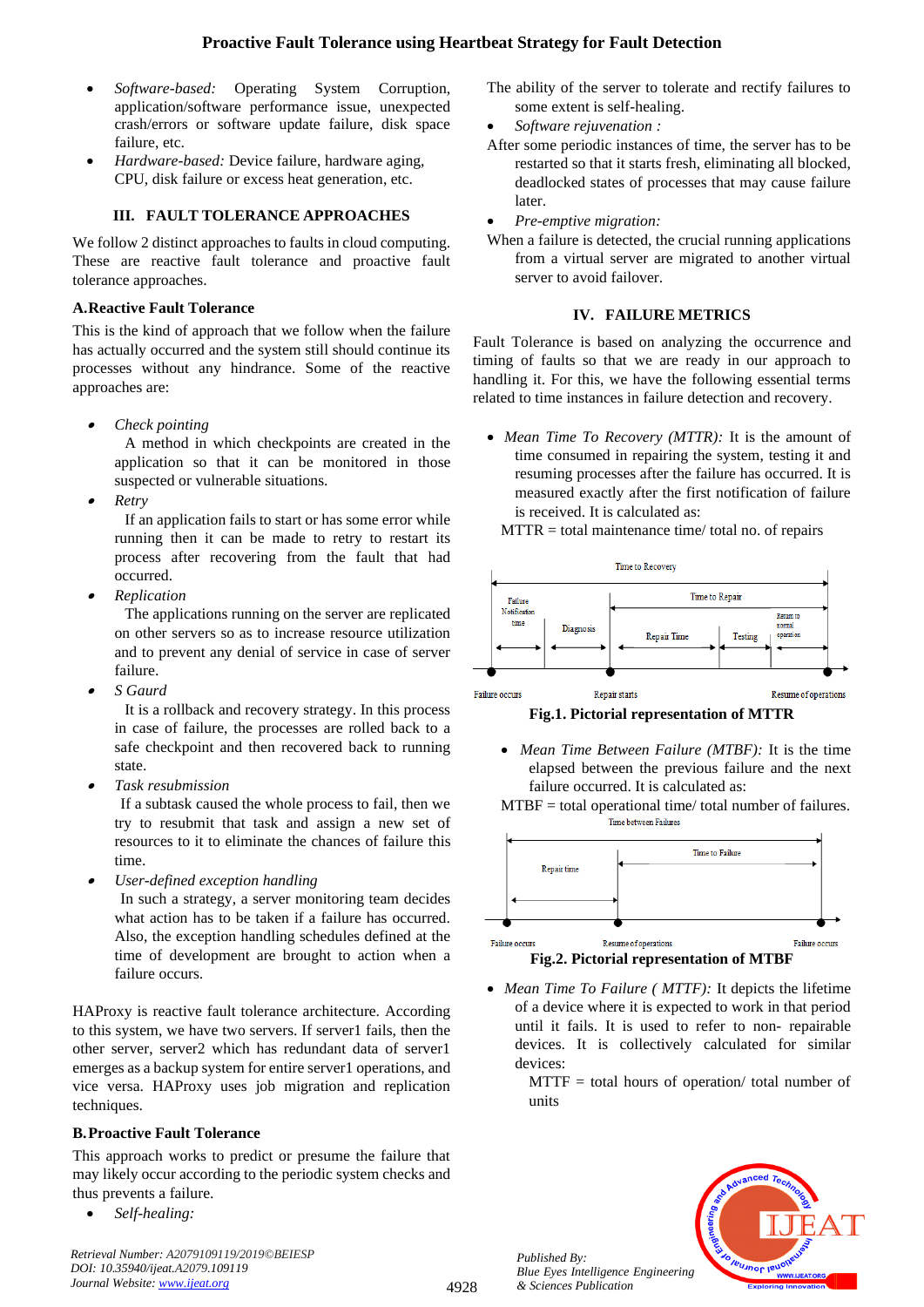- *Software-based:* Operating System Corruption, application/software performance issue, unexpected crash/errors or software update failure, disk space failure, etc.
- *Hardware-based:* Device failure, hardware aging, CPU, disk failure or excess heat generation, etc.

## III. FAULT TOLERANCE APPROACHES

We follow 2 distinct approaches to faults in cloud computing. These are reactive fault tolerance and proactive fault tolerance approaches.

### A. Reactive Fault Tolerance

This is the kind of approach that we follow when the failure has actually occurred and the system still should continue its processes without any hindrance. Some of the reactive approaches are:

- *Check pointing*
  A method in which checkpoints are created in the application so that it can be monitored in those suspected or vulnerable situations.
- *Retry*
  If an application fails to start or has some error while running then it can be made to retry to restart its process after recovering from the fault that had occurred.
- *Replication*
  The applications running on the server are replicated on other servers so as to increase resource utilization and to prevent any denial of service in case of server failure.
- *S Gaurd*
  It is a rollback and recovery strategy. In this process in case of failure, the processes are rolled back to a safe checkpoint and then recovered back to running state.
- *Task resubmission*
  If a subtask caused the whole process to fail, then we try to resubmit that task and assign a new set of resources to it to eliminate the chances of failure this time.
- *User-defined exception handling*
  In such a strategy, a server monitoring team decides what action has to be taken if a failure has occurred. Also, the exception handling schedules defined at the time of development are brought to action when a failure occurs.

HAProxy is reactive fault tolerance architecture. According to this system, we have two servers. If server1 fails, then the other server, server2 which has redundant data of server1 emerges as a backup system for entire server1 operations, and vice versa. HAProxy uses job migration and replication techniques.

### B. Proactive Fault Tolerance

This approach works to predict or presume the failure that may likely occur according to the periodic system checks and thus prevents a failure.

- *Self-healing:*

The ability of the server to tolerate and rectify failures to some extent is self-healing.

- *Software rejuvenation :*

After some periodic instances of time, the server has to be restarted so that it starts fresh, eliminating all blocked, deadlocked states of processes that may cause failure later.

- *Pre-emptive migration:*

When a failure is detected, the crucial running applications from a virtual server are migrated to another virtual server to avoid failover.

## IV. FAILURE METRICS

Fault Tolerance is based on analyzing the occurrence and timing of faults so that we are ready in our approach to handling it. For this, we have the following essential terms related to time instances in failure detection and recovery.

- *Mean Time To Recovery (MTTR):* It is the amount of time consumed in repairing the system, testing it and resuming processes after the failure has occurred. It is measured exactly after the first notification of failure is received. It is calculated as:

MTTR = total maintenance time/ total no. of repairs

**Fig.1. Pictorial representation of MTTR**

- *Mean Time Between Failure (MTBF):* It is the time elapsed between the previous failure and the next failure occurred. It is calculated as:

MTBF = total operational time/ total number of failures.

**Fig.2. Pictorial representation of MTBF**

- *Mean Time To Failure ( MTTF):* It depicts the lifetime of a device where it is expected to work in that period until it fails. It is used to refer to non- repairable devices. It is collectively calculated for similar devices:

MTTF = total hours of operation/ total number of units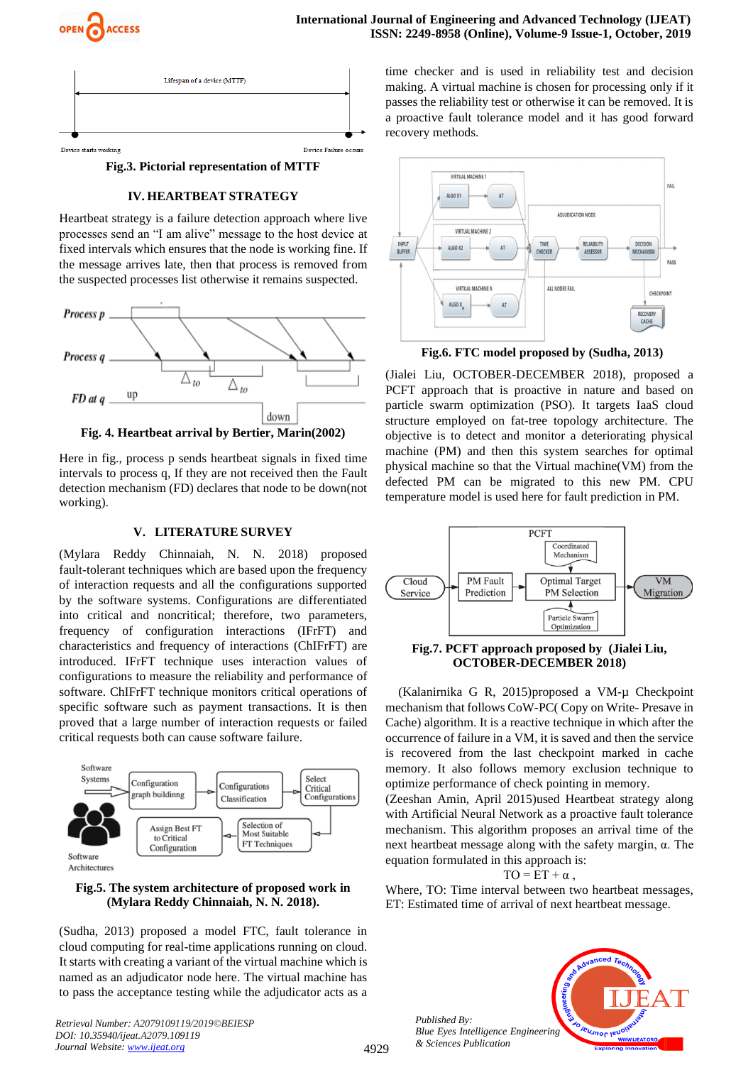Fig.3. Pictorial representation of MTTF

## IV. HEARTBEAT STRATEGY

Heartbeat strategy is a failure detection approach where live processes send an "I am alive" message to the host device at fixed intervals which ensures that the node is working fine. If the message arrives late, then that process is removed from the suspected processes list otherwise it remains suspected.

Fig. 4. Heartbeat arrival by Bertier, Marin(2002)

Here in fig., process p sends heartbeat signals in fixed time intervals to process q, If they are not received then the Fault detection mechanism (FD) declares that node to be down(not working).

## V. LITERATURE SURVEY

(Mylara Reddy Chinnaiah, N. N. 2018) proposed fault-tolerant techniques which are based upon the frequency of interaction requests and all the configurations supported by the software systems. Configurations are differentiated into critical and noncritical; therefore, two parameters, frequency of configuration interactions (IFrFT) and characteristics and frequency of interactions (ChIFrFT) are introduced. IFrFT technique uses interaction values of configurations to measure the reliability and performance of software. ChIFrFT technique monitors critical operations of specific software such as payment transactions. It is then proved that a large number of interaction requests or failed critical requests both can cause software failure.

Fig.5. The system architecture of proposed work in (Mylara Reddy Chinnaiah, N. N. 2018).

(Sudha, 2013) proposed a model FTC, fault tolerance in cloud computing for real-time applications running on cloud. It starts with creating a variant of the virtual machine which is named as an adjudicator node here. The virtual machine has to pass the acceptance testing while the adjudicator acts as a time checker and is used in reliability test and decision making. A virtual machine is chosen for processing only if it passes the reliability test or otherwise it can be removed. It is a proactive fault tolerance model and it has good forward recovery methods.

Fig.6. FTC model proposed by (Sudha, 2013)

(Jialei Liu, OCTOBER-DECEMBER 2018), proposed a PCFT approach that is proactive in nature and based on particle swarm optimization (PSO). It targets IaaS cloud structure employed on fat-tree topology architecture. The objective is to detect and monitor a deteriorating physical machine (PM) and then this system searches for optimal physical machine so that the Virtual machine(VM) from the defected PM can be migrated to this new PM. CPU temperature model is used here for fault prediction in PM.

Fig.7. PCFT approach proposed by (Jialei Liu, OCTOBER-DECEMBER 2018)

(Kalanirnika G R, 2015)proposed a VM-µ Checkpoint mechanism that follows CoW-PC( Copy on Write- Presave in Cache) algorithm. It is a reactive technique in which after the occurrence of failure in a VM, it is saved and then the service is recovered from the last checkpoint marked in cache memory. It also follows memory exclusion technique to optimize performance of check pointing in memory.

(Zeeshan Amin, April 2015)used Heartbeat strategy along with Artificial Neural Network as a proactive fault tolerance mechanism. This algorithm proposes an arrival time of the next heartbeat message along with the safety margin, α. The equation formulated in this approach is:

$$TO = ET + \alpha\,,$$

Where, TO: Time interval between two heartbeat messages, ET: Estimated time of arrival of next heartbeat message.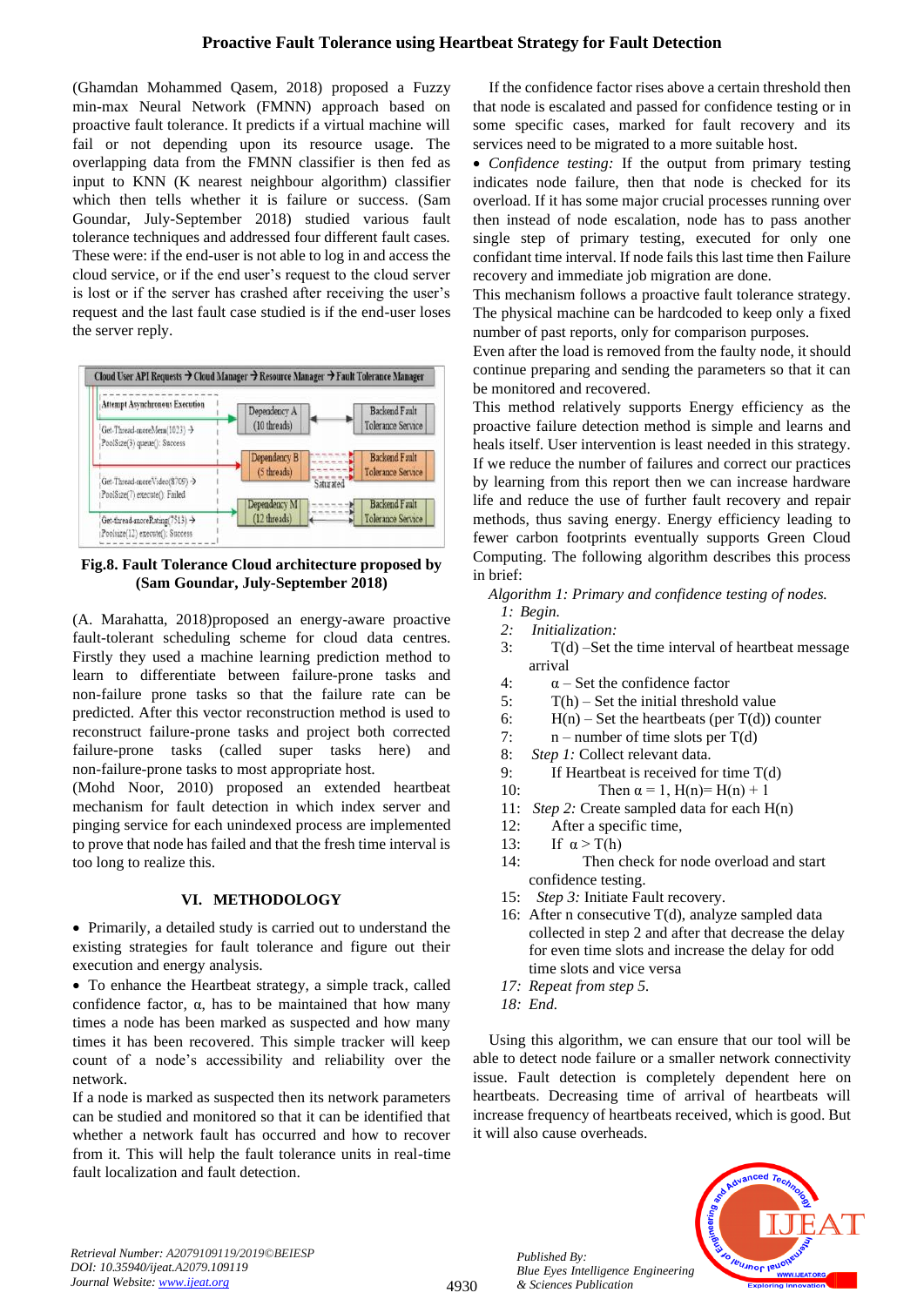(Ghamdan Mohammed Qasem, 2018) proposed a Fuzzy min-max Neural Network (FMNN) approach based on proactive fault tolerance. It predicts if a virtual machine will fail or not depending upon its resource usage. The overlapping data from the FMNN classifier is then fed as input to KNN (K nearest neighbour algorithm) classifier which then tells whether it is failure or success. (Sam Goundar, July-September 2018) studied various fault tolerance techniques and addressed four different fault cases. These were: if the end-user is not able to log in and access the cloud service, or if the end user's request to the cloud server is lost or if the server has crashed after receiving the user's request and the last fault case studied is if the end-user loses the server reply.

**Fig.8. Fault Tolerance Cloud architecture proposed by (Sam Goundar, July-September 2018)**

(A. Marahatta, 2018)proposed an energy-aware proactive fault-tolerant scheduling scheme for cloud data centres. Firstly they used a machine learning prediction method to learn to differentiate between failure-prone tasks and non-failure prone tasks so that the failure rate can be predicted. After this vector reconstruction method is used to reconstruct failure-prone tasks and project both corrected failure-prone tasks (called super tasks here) and non-failure-prone tasks to most appropriate host.

(Mohd Noor, 2010) proposed an extended heartbeat mechanism for fault detection in which index server and pinging service for each unindexed process are implemented to prove that node has failed and that the fresh time interval is too long to realize this.

## VI. METHODOLOGY

- Primarily, a detailed study is carried out to understand the existing strategies for fault tolerance and figure out their execution and energy analysis.
- To enhance the Heartbeat strategy, a simple track, called confidence factor, α, has to be maintained that how many times a node has been marked as suspected and how many times it has been recovered. This simple tracker will keep count of a node's accessibility and reliability over the network.

If a node is marked as suspected then its network parameters can be studied and monitored so that it can be identified that whether a network fault has occurred and how to recover from it. This will help the fault tolerance units in real-time fault localization and fault detection.

If the confidence factor rises above a certain threshold then that node is escalated and passed for confidence testing or in some specific cases, marked for fault recovery and its services need to be migrated to a more suitable host.

- *Confidence testing:* If the output from primary testing indicates node failure, then that node is checked for its overload. If it has some major crucial processes running over then instead of node escalation, node has to pass another single step of primary testing, executed for only one confidant time interval. If node fails this last time then Failure recovery and immediate job migration are done.

This mechanism follows a proactive fault tolerance strategy. The physical machine can be hardcoded to keep only a fixed number of past reports, only for comparison purposes.

Even after the load is removed from the faulty node, it should continue preparing and sending the parameters so that it can be monitored and recovered.

This method relatively supports Energy efficiency as the proactive failure detection method is simple and learns and heals itself. User intervention is least needed in this strategy. If we reduce the number of failures and correct our practices by learning from this report then we can increase hardware life and reduce the use of further fault recovery and repair methods, thus saving energy. Energy efficiency leading to fewer carbon footprints eventually supports Green Cloud Computing. The following algorithm describes this process in brief:

*Algorithm 1: Primary and confidence testing of nodes.*

*1: Begin.*
*2: Initialization:*
3: T(d) –Set the time interval of heartbeat message arrival
4: α – Set the confidence factor
5: T(h) – Set the initial threshold value
6: H(n) – Set the heartbeats (per T(d)) counter
7: n – number of time slots per T(d)
8: *Step 1:* Collect relevant data.
9: If Heartbeat is received for time T(d)
10: Then α = 1, H(n)= H(n) + 1
11: *Step 2:* Create sampled data for each H(n)
12: After a specific time,
13: If α > T(h)
14: Then check for node overload and start confidence testing.
15: *Step 3:* Initiate Fault recovery.
16: After n consecutive T(d), analyze sampled data collected in step 2 and after that decrease the delay for even time slots and increase the delay for odd time slots and vice versa
*17: Repeat from step 5.*
*18: End.*

Using this algorithm, we can ensure that our tool will be able to detect node failure or a smaller network connectivity issue. Fault detection is completely dependent here on heartbeats. Decreasing time of arrival of heartbeats will increase frequency of heartbeats received, which is good. But it will also cause overheads.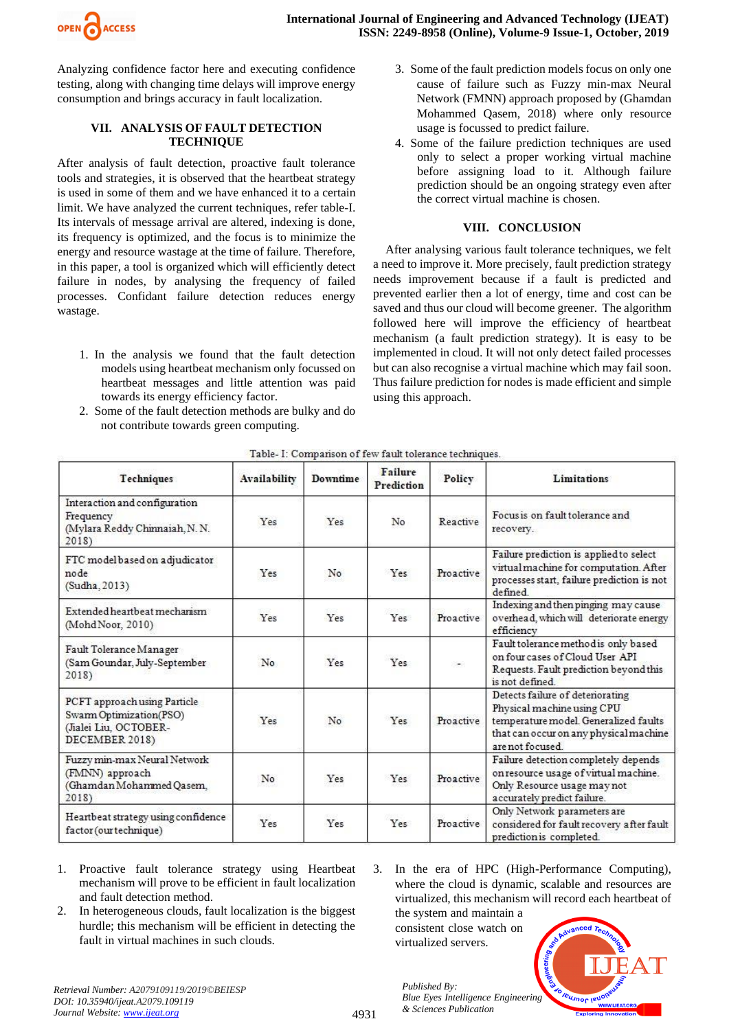Analyzing confidence factor here and executing confidence testing, along with changing time delays will improve energy consumption and brings accuracy in fault localization.

## VII. ANALYSIS OF FAULT DETECTION TECHNIQUE

After analysis of fault detection, proactive fault tolerance tools and strategies, it is observed that the heartbeat strategy is used in some of them and we have enhanced it to a certain limit. We have analyzed the current techniques, refer table-I. Its intervals of message arrival are altered, indexing is done, its frequency is optimized, and the focus is to minimize the energy and resource wastage at the time of failure. Therefore, in this paper, a tool is organized which will efficiently detect failure in nodes, by analysing the frequency of failed processes. Confidant failure detection reduces energy wastage.

1. In the analysis we found that the fault detection models using heartbeat mechanism only focussed on heartbeat messages and little attention was paid towards its energy efficiency factor.
2. Some of the fault detection methods are bulky and do not contribute towards green computing.
3. Some of the fault prediction models focus on only one cause of failure such as Fuzzy min-max Neural Network (FMNN) approach proposed by (Ghamdan Mohammed Qasem, 2018) where only resource usage is focussed to predict failure.
4. Some of the failure prediction techniques are used only to select a proper working virtual machine before assigning load to it. Although failure prediction should be an ongoing strategy even after the correct virtual machine is chosen.

## VIII. CONCLUSION

After analysing various fault tolerance techniques, we felt a need to improve it. More precisely, fault prediction strategy needs improvement because if a fault is predicted and prevented earlier then a lot of energy, time and cost can be saved and thus our cloud will become greener. The algorithm followed here will improve the efficiency of heartbeat mechanism (a fault prediction strategy). It is easy to be implemented in cloud. It will not only detect failed processes but can also recognise a virtual machine which may fail soon. Thus failure prediction for nodes is made efficient and simple using this approach.

Table- I: Comparison of few fault tolerance techniques.

| Techniques | Availability | Downtime | Failure Prediction | Policy | Limitations |
|---|---|---|---|---|---|
| Interaction and configuration Frequency (Mylara Reddy Chinnaiah, N. N. 2018) | Yes | Yes | No | Reactive | Focus is on fault tolerance and recovery. |
| FTC model based on adjudicator node (Sudha, 2013) | Yes | No | Yes | Proactive | Failure prediction is applied to select virtual machine for computation. After processes start, failure prediction is not defined. |
| Extended heartbeat mechanism (Mohd Noor, 2010) | Yes | Yes | Yes | Proactive | Indexing and then pinging may cause overhead, which will deteriorate energy efficiency |
| Fault Tolerance Manager (Sam Goundar, July-September 2018) | No | Yes | Yes | - | Fault tolerance method is only based on four cases of Cloud User API Requests. Fault prediction beyond this is not defined. |
| PCFT approach using Particle Swarm Optimization(PSO) (Jialei Liu, OCTOBER-DECEMBER 2018) | Yes | No | Yes | Proactive | Detects failure of deteriorating Physical machine using CPU temperature model. Generalized faults that can occur on any physical machine are not focused. |
| Fuzzy min-max Neural Network (FMNN) approach (Ghamdan Mohammed Qasem, 2018) | No | Yes | Yes | Proactive | Failure detection completely depends on resource usage of virtual machine. Only Resource usage may not accurately predict failure. |
| Heartbeat strategy using confidence factor (our technique) | Yes | Yes | Yes | Proactive | Only Network parameters are considered for fault recovery after fault prediction is completed. |

1. Proactive fault tolerance strategy using Heartbeat mechanism will prove to be efficient in fault localization and fault detection method.
2. In heterogeneous clouds, fault localization is the biggest hurdle; this mechanism will be efficient in detecting the fault in virtual machines in such clouds.
3. In the era of HPC (High-Performance Computing), where the cloud is dynamic, scalable and resources are virtualized, this mechanism will record each heartbeat of the system and maintain a consistent close watch on virtualized servers.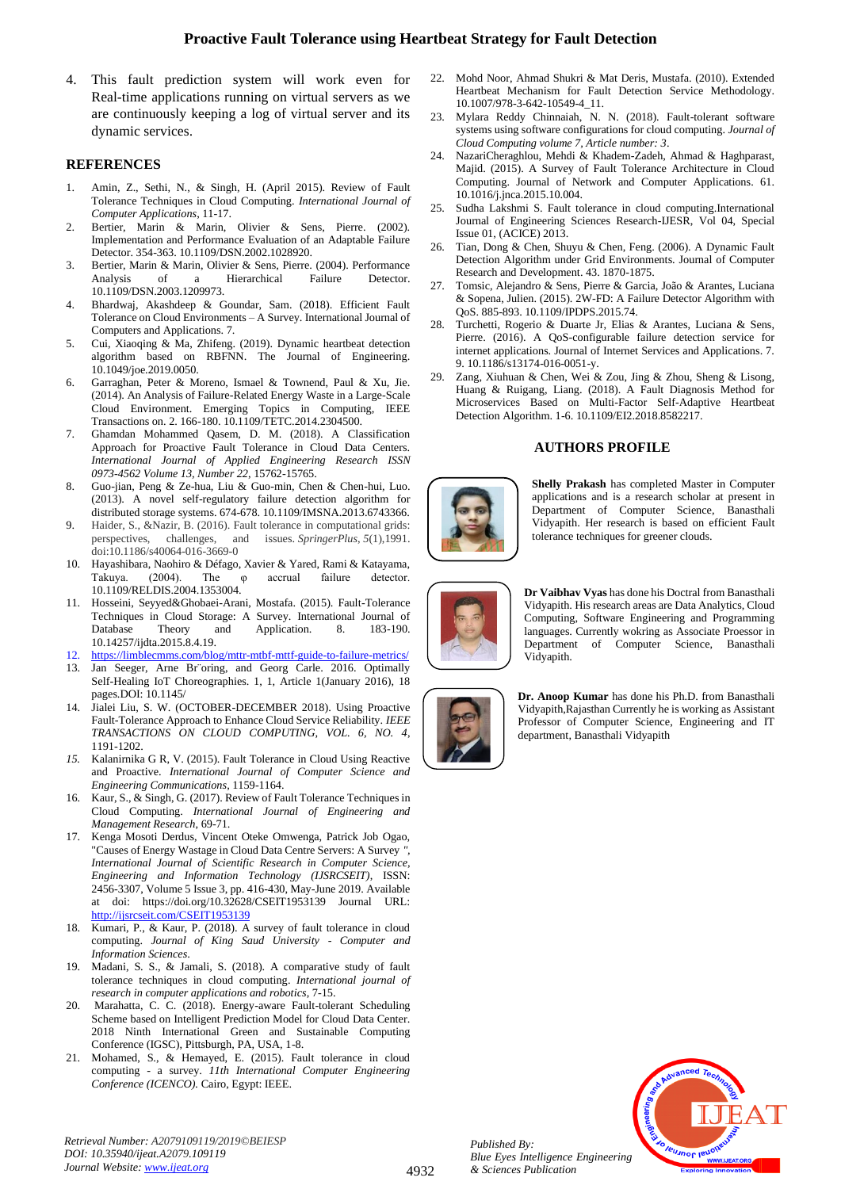4. This fault prediction system will work even for Real-time applications running on virtual servers as we are continuously keeping a log of virtual server and its dynamic services.

## REFERENCES

1. Amin, Z., Sethi, N., & Singh, H. (April 2015). Review of Fault Tolerance Techniques in Cloud Computing. *International Journal of Computer Applications*, 11-17.
2. Bertier, Marin & Marin, Olivier & Sens, Pierre. (2002). Implementation and Performance Evaluation of an Adaptable Failure Detector. 354-363. 10.1109/DSN.2002.1028920.
3. Bertier, Marin & Marin, Olivier & Sens, Pierre. (2004). Performance Analysis of a Hierarchical Failure Detector. 10.1109/DSN.2003.1209973.
4. Bhardwaj, Akashdeep & Goundar, Sam. (2018). Efficient Fault Tolerance on Cloud Environments – A Survey. International Journal of Computers and Applications. 7.
5. Cui, Xiaoqing & Ma, Zhifeng. (2019). Dynamic heartbeat detection algorithm based on RBFNN. The Journal of Engineering. 10.1049/joe.2019.0050.
6. Garraghan, Peter & Moreno, Ismael & Townend, Paul & Xu, Jie. (2014). An Analysis of Failure-Related Energy Waste in a Large-Scale Cloud Environment. Emerging Topics in Computing, IEEE Transactions on. 2. 166-180. 10.1109/TETC.2014.2304500.
7. Ghamdan Mohammed Qasem, D. M. (2018). A Classification Approach for Proactive Fault Tolerance in Cloud Data Centers. *International Journal of Applied Engineering Research ISSN 0973-4562 Volume 13, Number 22*, 15762-15765.
8. Guo-jian, Peng & Ze-hua, Liu & Guo-min, Chen & Chen-hui, Luo. (2013). A novel self-regulatory failure detection algorithm for distributed storage systems. 674-678. 10.1109/IMSNA.2013.6743366.
9. Haider, S., &Nazir, B. (2016). Fault tolerance in computational grids: perspectives, challenges, and issues. *SpringerPlus*, *5*(1),1991. doi:10.1186/s40064-016-3669-0
10. Hayashibara, Naohiro & Défago, Xavier & Yared, Rami & Katayama, Takuya. (2004). The φ accrual failure detector. 10.1109/RELDIS.2004.1353004.
11. Hosseini, Seyyed&Ghobaei-Arani, Mostafa. (2015). Fault-Tolerance Techniques in Cloud Storage: A Survey. International Journal of Database Theory and Application. 8. 183-190. 10.14257/ijdta.2015.8.4.19.
12. https://limblecmms.com/blog/mttr-mtbf-mttf-guide-to-failure-metrics/
13. Jan Seeger, Arne Br¨oring, and Georg Carle. 2016. Optimally Self-Healing IoT Choreographies. 1, 1, Article 1(January 2016), 18 pages.DOI: 10.1145/
14. Jialei Liu, S. W. (OCTOBER-DECEMBER 2018). Using Proactive Fault-Tolerance Approach to Enhance Cloud Service Reliability. *IEEE TRANSACTIONS ON CLOUD COMPUTING, VOL. 6, NO. 4*, 1191-1202.
15. Kalanirnika G R, V. (2015). Fault Tolerance in Cloud Using Reactive and Proactive. *International Journal of Computer Science and Engineering Communications*, 1159-1164.
16. Kaur, S., & Singh, G. (2017). Review of Fault Tolerance Techniques in Cloud Computing. *International Journal of Engineering and Management Research*, 69-71.
17. Kenga Mosoti Derdus, Vincent Oteke Omwenga, Patrick Job Ogao, "Causes of Energy Wastage in Cloud Data Centre Servers: A Survey ", *International Journal of Scientific Research in Computer Science, Engineering and Information Technology (IJSRCSEIT)*, ISSN: 2456-3307, Volume 5 Issue 3, pp. 416-430, May-June 2019. Available at doi: https://doi.org/10.32628/CSEIT1953139 Journal URL: http://ijsrcseit.com/CSEIT1953139
18. Kumari, P., & Kaur, P. (2018). A survey of fault tolerance in cloud computing. *Journal of King Saud University - Computer and Information Sciences*.
19. Madani, S. S., & Jamali, S. (2018). A comparative study of fault tolerance techniques in cloud computing. *International journal of research in computer applications and robotics*, 7-15.
20. Marahatta, C. C. (2018). Energy-aware Fault-tolerant Scheduling Scheme based on Intelligent Prediction Model for Cloud Data Center. 2018 Ninth International Green and Sustainable Computing Conference (IGSC), Pittsburgh, PA, USA, 1-8.
21. Mohamed, S., & Hemayed, E. (2015). Fault tolerance in cloud computing - a survey. *11th International Computer Engineering Conference (ICENCO).* Cairo, Egypt: IEEE.
22. Mohd Noor, Ahmad Shukri & Mat Deris, Mustafa. (2010). Extended Heartbeat Mechanism for Fault Detection Service Methodology. 10.1007/978-3-642-10549-4_11.
23. Mylara Reddy Chinnaiah, N. N. (2018). Fault-tolerant software systems using software configurations for cloud computing. *Journal of Cloud Computing volume 7, Article number: 3*.
24. NazariCheraghlou, Mehdi & Khadem-Zadeh, Ahmad & Haghparast, Majid. (2015). A Survey of Fault Tolerance Architecture in Cloud Computing. Journal of Network and Computer Applications. 61. 10.1016/j.jnca.2015.10.004.
25. Sudha Lakshmi S. Fault tolerance in cloud computing.International Journal of Engineering Sciences Research-IJESR, Vol 04, Special Issue 01, (ACICE) 2013.
26. Tian, Dong & Chen, Shuyu & Chen, Feng. (2006). A Dynamic Fault Detection Algorithm under Grid Environments. Journal of Computer Research and Development. 43. 1870-1875.
27. Tomsic, Alejandro & Sens, Pierre & Garcia, João & Arantes, Luciana & Sopena, Julien. (2015). 2W-FD: A Failure Detector Algorithm with QoS. 885-893. 10.1109/IPDPS.2015.74.
28. Turchetti, Rogerio & Duarte Jr, Elias & Arantes, Luciana & Sens, Pierre. (2016). A QoS-configurable failure detection service for internet applications. Journal of Internet Services and Applications. 7. 9. 10.1186/s13174-016-0051-y.
29. Zang, Xiuhuan & Chen, Wei & Zou, Jing & Zhou, Sheng & Lisong, Huang & Ruigang, Liang. (2018). A Fault Diagnosis Method for Microservices Based on Multi-Factor Self-Adaptive Heartbeat Detection Algorithm. 1-6. 10.1109/EI2.2018.8582217.

## AUTHORS PROFILE

**Shelly Prakash** has completed Master in Computer applications and is a research scholar at present in Department of Computer Science, Banasthali Vidyapith. Her research is based on efficient Fault tolerance techniques for greener clouds.

**Dr Vaibhav Vyas** has done his Doctral from Banasthali Vidyapith. His research areas are Data Analytics, Cloud Computing, Software Engineering and Programming languages. Currently wokring as Associate Proessor in Department of Computer Science, Banasthali Vidyapith.

**Dr. Anoop Kumar** has done his Ph.D. from Banasthali Vidyapith,Rajasthan Currently he is working as Assistant Professor of Computer Science, Engineering and IT department, Banasthali Vidyapith